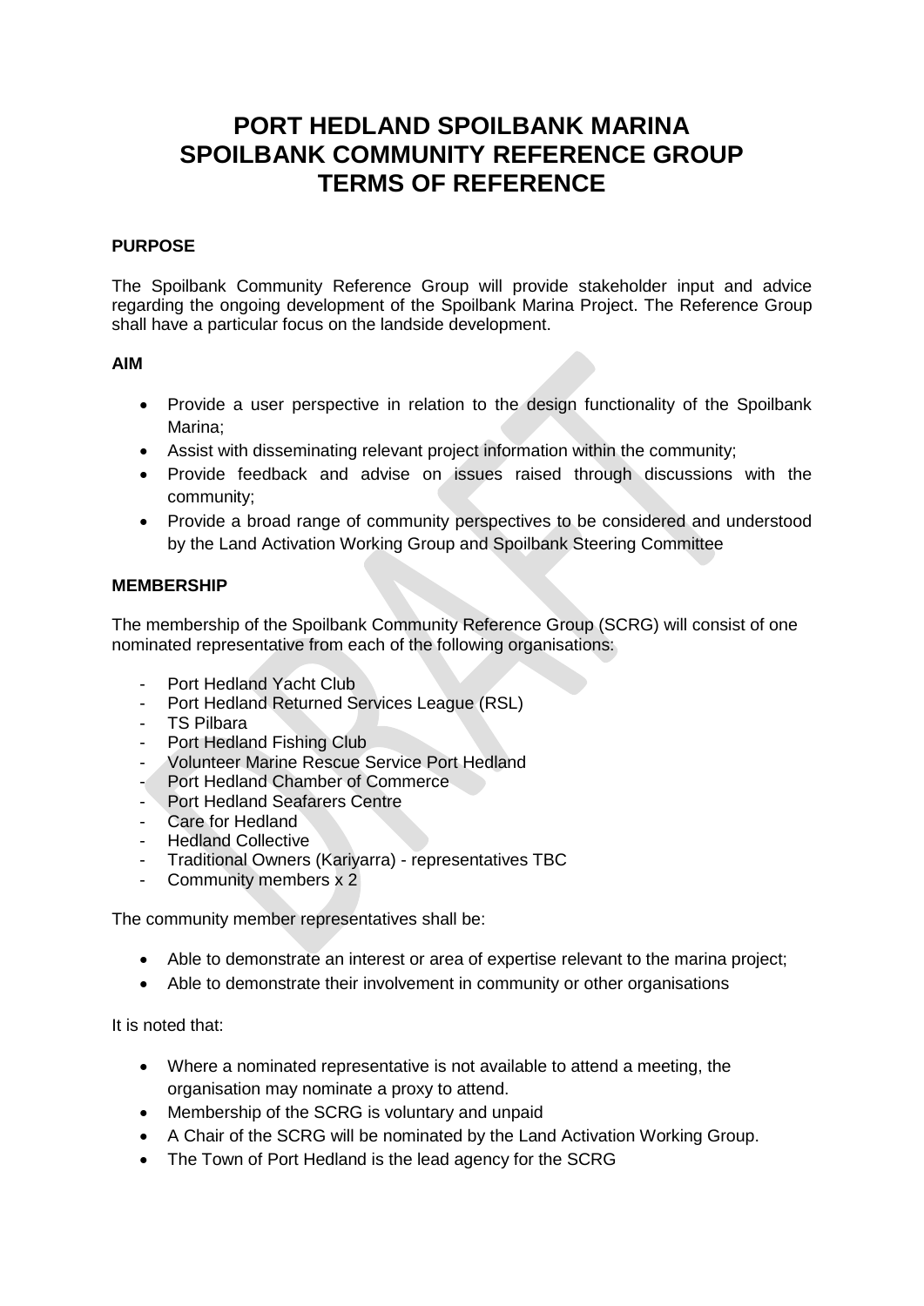# PORT HEDLAND SPOILBANK MARINA
# SPOILBANK COMMUNITY REFERENCE GROUP
# TERMS OF REFERENCE

## PURPOSE

The Spoilbank Community Reference Group will provide stakeholder input and advice regarding the ongoing development of the Spoilbank Marina Project. The Reference Group shall have a particular focus on the landside development.

## AIM

- Provide a user perspective in relation to the design functionality of the Spoilbank Marina;
- Assist with disseminating relevant project information within the community;
- Provide feedback and advise on issues raised through discussions with the community;
- Provide a broad range of community perspectives to be considered and understood by the Land Activation Working Group and Spoilbank Steering Committee

## MEMBERSHIP

The membership of the Spoilbank Community Reference Group (SCRG) will consist of one nominated representative from each of the following organisations:

- Port Hedland Yacht Club
- Port Hedland Returned Services League (RSL)
- TS Pilbara
- Port Hedland Fishing Club
- Volunteer Marine Rescue Service Port Hedland
- Port Hedland Chamber of Commerce
- Port Hedland Seafarers Centre
- Care for Hedland
- Hedland Collective
- Traditional Owners (Kariyarra) - representatives TBC
- Community members x 2

The community member representatives shall be:

- Able to demonstrate an interest or area of expertise relevant to the marina project;
- Able to demonstrate their involvement in community or other organisations

It is noted that:

- Where a nominated representative is not available to attend a meeting, the organisation may nominate a proxy to attend.
- Membership of the SCRG is voluntary and unpaid
- A Chair of the SCRG will be nominated by the Land Activation Working Group.
- The Town of Port Hedland is the lead agency for the SCRG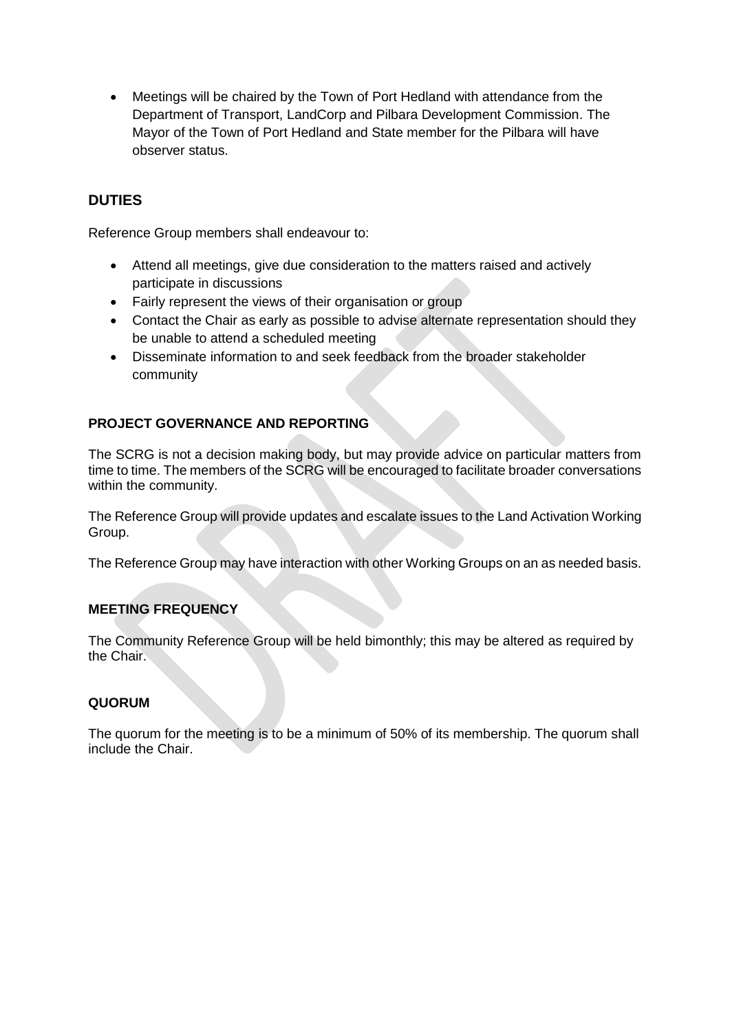- Meetings will be chaired by the Town of Port Hedland with attendance from the Department of Transport, LandCorp and Pilbara Development Commission. The Mayor of the Town of Port Hedland and State member for the Pilbara will have observer status.

## DUTIES

Reference Group members shall endeavour to:

- Attend all meetings, give due consideration to the matters raised and actively participate in discussions
- Fairly represent the views of their organisation or group
- Contact the Chair as early as possible to advise alternate representation should they be unable to attend a scheduled meeting
- Disseminate information to and seek feedback from the broader stakeholder community

### PROJECT GOVERNANCE AND REPORTING

The SCRG is not a decision making body, but may provide advice on particular matters from time to time. The members of the SCRG will be encouraged to facilitate broader conversations within the community.

The Reference Group will provide updates and escalate issues to the Land Activation Working Group.

The Reference Group may have interaction with other Working Groups on an as needed basis.

### MEETING FREQUENCY

The Community Reference Group will be held bimonthly; this may be altered as required by the Chair.

### QUORUM

The quorum for the meeting is to be a minimum of 50% of its membership. The quorum shall include the Chair.